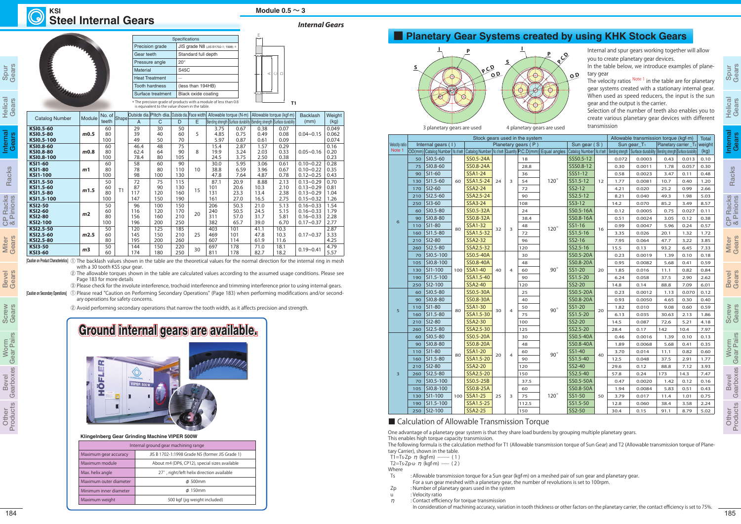# KSI Steel Internal Gears

Module 0.5 ～ 3

*Internal Gears*

| Specifications | |
|---|---|
| Precision grade | JIS grade N8 (JIS B1702-1: 1998) * |
| Gear teeth | Standard full depth |
| Pressure angle | 20° |
| Material | S45C |
| Heat Treatment | — |
| Tooth hardness | (less than 194HB) |
| Surface treatment | Black oxide coating |

* The precision grade of products with a module of less than 0.8 is equivalent to the value shown in the table.

| Catalog Number | Module | No. of teeth | Shape | Outside dia. A | Pitch dia. C | Outside dia. D | Face width E | Allowable torque (N·m) Bending strength | Allowable torque (N·m) Surface durability | Allowable torque (kgf·m) Bending strength | Allowable torque (kgf·m) Surface durability | Backlash (mm) | Weight (kg) |
|---|---|---|---|---|---|---|---|---|---|---|---|---|---|
| KSI0.5-60 | m0.5 | 60 | T1 | 29 | 30 | 50 | 5 | 3.75 | 0.67 | 0.38 | 0.07 | 0.04~0.15 | 0.049 |
| KSI0.5-80 | | 80 | | 39 | 40 | 60 | | 4.85 | 0.75 | 0.49 | 0.08 | | 0.062 |
| KSI0.5-100 | | 100 | | 49 | 50 | 70 | | 5.97 | 0.87 | 0.61 | 0.09 | | 0.074 |
| KSI0.8-60 | m0.8 | 60 | | 46.4 | 48 | 75 | 8 | 15.4 | 2.87 | 1.57 | 0.29 | 0.05~0.16 | 0.16 |
| KSI0.8-80 | | 80 | | 62.4 | 64 | 90 | | 19.9 | 3.24 | 2.03 | 0.33 | | 0.20 |
| KSI0.8-100 | | 100 | | 78.4 | 80 | 105 | | 24.5 | 3.75 | 2.50 | 0.38 | | 0.23 |
| KSI1-60 | m1 | 60 | | 58 | 60 | 90 | 10 | 30.0 | 5.95 | 3.06 | 0.61 | 0.10~0.22 | 0.28 |
| KSI1-80 | | 80 | | 78 | 80 | 110 | | 38.8 | 6.59 | 3.96 | 0.67 | 0.10~0.22 | 0.35 |
| KSI1-100 | | 100 | | 98 | 100 | 130 | | 47.8 | 7.64 | 4.87 | 0.78 | 0.12~0.25 | 0.43 |
| KSI1.5-50 | m1.5 | 50 | | 72 | 75 | 115 | 15 | 87.1 | 20.9 | 8.88 | 2.13 | 0.13~0.29 | 0.70 |
| KSI1.5-60 | | 60 | | 87 | 90 | 130 | | 101 | 20.6 | 10.3 | 2.10 | 0.13~0.29 | 0.81 |
| KSI1.5-80 | | 80 | | 117 | 120 | 160 | | 131 | 23.3 | 13.4 | 2.38 | 0.13~0.29 | 1.04 |
| KSI1.5-100 | | 100 | | 147 | 150 | 190 | | 161 | 27.0 | 16.5 | 2.75 | 0.15~0.32 | 1.26 |
| KSI2-50 | m2 | 50 | | 96 | 100 | 150 | 20 | 206 | 50.3 | 21.0 | 5.13 | 0.16~0.33 | 1.54 |
| KSI2-60 | | 60 | | 116 | 120 | 170 | | 240 | 50.5 | 24.5 | 5.15 | 0.16~0.33 | 1.79 |
| KSI2-80 | | 80 | | 156 | 160 | 210 | | 311 | 57.0 | 31.7 | 5.81 | 0.16~0.33 | 2.28 |
| KSI2-100 | | 100 | | 196 | 200 | 250 | | 382 | 65.7 | 39.0 | 6.70 | 0.17~0.37 | 2.77 |
| KSI2.5-50 | m2.5 | 50 | | 120 | 125 | 185 | 25 | 403 | 101 | 41.1 | 10.3 | 0.17~0.37 | 2.87 |
| KSI2.5-60 | | 60 | | 145 | 150 | 210 | | 469 | 101 | 47.8 | 10.3 | | 3.33 |
| KSI2.5-80 | | 80 | | 195 | 200 | 260 | | 607 | 114 | 61.9 | 11.6 | | 4.25 |
| KSI3-50 | m3 | 50 | | 144 | 150 | 220 | 30 | 697 | 178 | 71.0 | 18.1 | 0.19~0.41 | 4.79 |
| KSI3-60 | | 60 | | 174 | 180 | 250 | | 811 | 178 | 82.7 | 18.2 | | 5.57 |

[Caution on Product Characteristics]
① The backlash values shown in the table are the theoretical values for the normal direction for the internal ring in mesh with a 30 tooth KSS spur gear.
② The allowable torques shown in the table are calculated values according to the assumed usage conditions. Please see Page 183 for more details
③ Please check for the involute interference, trochoid interference and trimming interference prior to using internal gears.

[Caution on Secondary Operations]
① Please read "Caution on Performing Secondary Operations" (Page 183) when performing modifications and/or secondary operations for safety concerns.
② Avoid performing secondary operations that narrow the tooth width, as it affects precision and strength.

**Ground internal gears are available.**

Klingelnberg Gear Grinding Machine VIPER 500W

| Internal ground gear machining range | |
|---|---|
| Maximum gear accuracy | JIS B 1702-1:1998 Grade N5 (former JIS Grade 1) |
| Maximum module | About m4 (DP6, CP12), special sizes available |
| Max. helix angle | 27°, right/left helix direction available |
| Maximum outer diameter | φ 500mm |
| Minimum inner diameter | φ 150mm |
| Maximum weight | 500 kgf (jig weight included) |

## Planetary Gear Systems created by using KHK Stock Gears

3 planetary gears are used — 4 planetary gears are used

Internal and spur gears working together will allow you to create planetary gear devices.
In the table below, we introduce examples of planetary gear
The velocity ratios Note 1 in the table are for planetary gear systems created with a stationary internal gear. When used as speed reducers, the input is the sun gear and the output is the carrier.
Selection of the number of teeth also enables you to create various planetary gear devices with different transmission

| Velocity ratio Note 1 | OD(mm) | Internal gears (I) Catalog Number | No. of teeth | Planetary gears (P) Catalog Number | No. of teeth | Quantity | P.C.D(mm) | Equal angles | Sun gear (S) Catalog Number | No. of teeth | Sun gear $T_1$ Bending strength | Sun gear $T_1$ Surface durability | Planetary carrier $T_2$ Bending strength | Planetary carrier $T_2$ Surface durability | Total weight (kg) |
|---|---|---|---|---|---|---|---|---|---|---|---|---|---|---|---|
| 6 | 50 | SI0.5-60 | 60 | SS0.5-24A | 24 | 3 | 18 | 120° | SSS0.5-12 | 12 | 0.072 | 0.0003 | 0.43 | 0.013 | 0.10 |
| | 75 | SI0.8-60 | | SS0.8-24A | | | 28.8 | | SSS0.8-12 | | 0.30 | 0.0011 | 1.78 | 0.057 | 0.30 |
| | 90 | SI1-60 | | SSA1-24 | | | 36 | | SSS1-12 | | 0.58 | 0.0023 | 3.47 | 0.11 | 0.48 |
| | 130 | SI1.5-60 | | SSA1.5-24 | | | 54 | | SS1.5-12 | | 1.77 | 0.0081 | 10.7 | 0.40 | 1.20 |
| | 170 | SI2-60 | | SSA2-24 | | | 72 | | SS2-12 | | 4.21 | 0.020 | 25.2 | 0.99 | 2.66 |
| | 210 | SI2.5-60 | | SSA2.5-24 | | | 90 | | SS2.5-12 | | 8.21 | 0.040 | 49.3 | 1.98 | 5.03 |
| | 250 | SI3-60 | | SSA3-24 | | | 108 | | SS3-12 | | 14.2 | 0.070 | 85.2 | 3.49 | 8.57 |
| | 60 | SI0.5-80 | 80 | SS0.5-32A | 32 | 3 | 24 | 120° | SS0.5-16A | 16 | 0.12 | 0.0005 | 0.75 | 0.027 | 0.11 |
| | 90 | SI0.8-80 | | SS0.8-32A | | | 38.4 | | SS0.8-16A | | 0.51 | 0.0024 | 3.05 | 0.12 | 0.38 |
| | 110 | SI1-80 | | SSA1-32 | | | 48 | | SS1-16 | | 0.99 | 0.0047 | 5.96 | 0.24 | 0.57 |
| | 160 | SI1.5-80 | | SSA1.5-32 | | | 72 | | SS1.5-16 | | 3.35 | 0.026 | 20.1 | 1.32 | 1.72 |
| | 210 | SI2-80 | | SSA2-32 | | | 96 | | SS2-16 | | 7.95 | 0.064 | 47.7 | 3.22 | 3.85 |
| | 260 | SI2.5-80 | | SSA2.5-32 | | | 120 | | SS2.5-16 | | 15.5 | 0.13 | 93.2 | 6.45 | 7.33 |
| | 70 | SI0.5-100 | 100 | SS0.5-40A | 40 | 4 | 30 | 90° | SS0.5-20A | 20 | 0.23 | 0.0019 | 1.39 | 0.10 | 0.18 |
| | 105 | SI0.8-100 | | SS0.8-40A | | | 48 | | SS0.8-20A | | 0.95 | 0.0082 | 5.68 | 0.41 | 0.59 |
| | 130 | SI1-100 | | SSA1-40 | | | 60 | | SS1-20 | | 1.85 | 0.016 | 11.1 | 0.82 | 0.84 |
| | 190 | SI1.5-100 | | SSA1.5-40 | | | 90 | | SS1.5-20 | | 6.24 | 0.058 | 37.5 | 2.90 | 2.62 |
| | 250 | SI2-100 | | SSA2-40 | | | 120 | | SS2-20 | | 14.8 | 0.14 | 88.8 | 7.09 | 6.01 |
| 5 | 60 | SI0.5-80 | 80 | SS0.5-30A | 30 | 4 | 25 | 90° | SS0.5-20A | 20 | 0.23 | 0.0012 | 1.13 | 0.070 | 0.12 |
| | 90 | SI0.8-80 | | SS0.8-30A | | | 40 | | SS0.8-20A | | 0.93 | 0.0050 | 4.65 | 0.30 | 0.40 |
| | 110 | SI1-80 | | SSA1-30 | | | 50 | | SS1-20 | | 1.82 | 0.010 | 9.08 | 0.60 | 0.59 |
| | 160 | SI1.5-80 | | SSA1.5-30 | | | 75 | | SS1.5-20 | | 6.13 | 0.035 | 30.63 | 2.13 | 1.86 |
| | 210 | SI2-80 | | SSA2-30 | | | 100 | | SS2-20 | | 14.5 | 0.087 | 72.6 | 5.21 | 4.18 |
| | 260 | SI2.5-80 | | SSA2.5-30 | | | 125 | | SS2.5-20 | | 28.4 | 0.17 | 142 | 10.4 | 7.97 |
| 3 | 60 | SI0.5-80 | 80 | SS0.5-20A | 20 | 4 | 30 | 90° | SS0.5-40A | 40 | 0.46 | 0.0016 | 1.39 | 0.10 | 0.13 |
| | 90 | SI0.8-80 | | SS0.8-20A | | | 48 | | SS0.8-40A | | 1.89 | 0.0068 | 5.68 | 0.41 | 0.35 |
| | 110 | SI1-80 | | SSA1-20 | | | 60 | | SS1-40 | | 3.70 | 0.014 | 11.1 | 0.82 | 0.60 |
| | 160 | SI1.5-80 | | SSA1.5-20 | | | 90 | | SS1.5-40 | | 12.5 | 0.048 | 37.5 | 2.91 | 1.77 |
| | 210 | SI2-80 | | SSA2-20 | | | 120 | | SS2-40 | | 29.6 | 0.12 | 88.8 | 7.12 | 3.93 |
| | 260 | SI2.5-80 | | SSA2.5-20 | | | 150 | | SS2.5-40 | | 57.8 | 0.24 | 173 | 14.3 | 7.47 |
| | 70 | SI0.5-100 | 100 | SS0.5-25B | 25 | 3 | 37.5 | 120° | SS0.5-50A | 50 | 0.47 | 0.0020 | 1.42 | 0.12 | 0.16 |
| | 105 | SI0.8-100 | | SS0.8-25A | | | 60 | | SS0.8-50A | | 1.94 | 0.0084 | 5.83 | 0.51 | 0.43 |
| | 130 | SI1-100 | | SSA1-25 | | | 75 | | SS1-50 | | 3.79 | 0.017 | 11.4 | 1.01 | 0.75 |
| | 190 | SI1.5-100 | | SSA1.5-25 | | | 112.5 | | SS1.5-50 | | 12.8 | 0.060 | 38.4 | 3.58 | 2.24 |
| | 250 | SI2-100 | | SSA2-25 | | | 150 | | SS2-50 | | 30.4 | 0.15 | 91.1 | 8.79 | 5.02 |

Allowable transmission torque (kgf·m)

## Calculation of Allowable Transmission Torque

One advantage of a planetary gear system is that they share load burdens by grouping multiple planetary gears.
This enables high torque capacity transmission.
The following formula is the calculation method for T1 (Allowable transmission torque of Sun Gear) and T2 (Allowable transmission torque of Planetary Carrier), shown in the table.

$T1 = Ts \cdot Zp \cdot \eta$ (kgf·m) ………… ( 1 )
$T2 = Ts \cdot Zp \cdot u \cdot \eta$ (kgf·m) ……… ( 2 )

Where
- Ts : Allowable transmission torque for a Sun gear (kgf·m) on a meshed pair of sun gear and planetary gear. For a sun gear meshed with a planetary gear, the number of revolutions is set to 100rpm.
- Zp : Number of planetary gears used in the system
- u : Velocity ratio
- $\eta$ : Contact efficiency for torque transmission. In consideration of machining accuracy, variation in tooth thickness or other factors on the planetary carrier, the contact efficiency is set to 75%.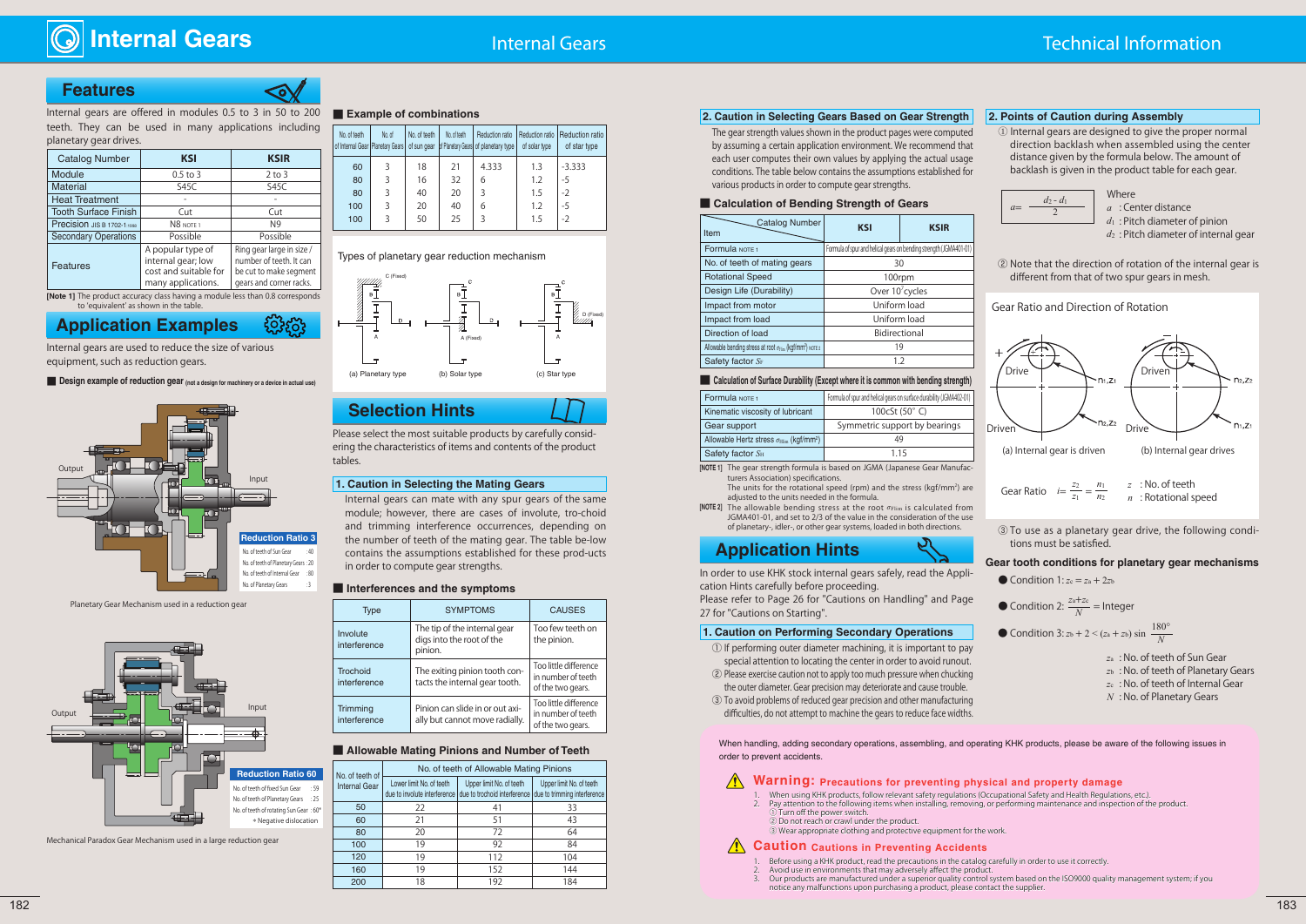# Internal Gears

## Features

Internal gears are offered in modules 0.5 to 3 in 50 to 200 teeth. They can be used in many applications including planetary gear drives.

| Catalog Number | KSI | KSIR |
|---|---|---|
| Module | 0.5 to 3 | 2 to 3 |
| Material | S45C | S45C |
| Heat Treatment | - | - |
| Tooth Surface Finish | Cut | Cut |
| Precision JIS B 1702-1:1998 | N8 NOTE 1 | N9 |
| Secondary Operations | Possible | Possible |
| Features | A popular type of internal gear; low cost and suitable for many applications. | Ring gear large in size / number of teeth. It can be cut to make segment gears and corner racks. |

[Note 1] The product accuracy class having a module less than 0.8 corresponds to 'equivalent' as shown in the table.

## Application Examples

Internal gears are used to reduce the size of various equipment, such as reduction gears.

**Design example of reduction gear** (not a design for machinery or a device in actual use)

Output

Input

**Reduction Ratio 3**

No. of teeth of Sun Gear : 40
No. of teeth of Planetary Gears : 20
No. of teeth of Internal Gear : 80
No. of Planetary Gears : 3

Planetary Gear Mechanism used in a reduction gear

Output

Input

**Reduction Ratio 60**

No. of teeth of fixed Sun Gear : 59
No. of teeth of Planetary Gears : 25
No. of teeth of rotating Sun Gear : 60*
* Negative dislocation

Mechanical Paradox Gear Mechanism used in a large reduction gear

### Example of combinations

| No. of teeth of Internal Gear | No. of Planetary Gears | No. of teeth of sun gear | No. of teeth of Planetary Gears | Reduction ratio of planetary type | Reduction ratio of solar type | Reduction ratio of star type |
|---|---|---|---|---|---|---|
| 60 | 3 | 18 | 21 | 4.333 | 1.3 | -3.333 |
| 80 | 3 | 16 | 32 | 6 | 1.2 | -5 |
| 80 | 3 | 40 | 20 | 3 | 1.5 | -2 |
| 100 | 3 | 20 | 40 | 6 | 1.2 | -5 |
| 100 | 3 | 50 | 25 | 3 | 1.5 | -2 |

Types of planetary gear reduction mechanism

C (Fixed) B D A
C B D A (Fixed)
C B D (Fixed) A

(a) Planetary type (b) Solar type (c) Star type

## Selection Hints

Please select the most suitable products by carefully considering the characteristics of items and contents of the product tables.

### 1. Caution in Selecting the Mating Gears

Internal gears can mate with any spur gears of the same module; however, there are cases of involute, tro-choid and trimming interference occurrences, depending on the number of teeth of the mating gear. The table below contains the assumptions established for these products in order to compute gear strengths.

### Interferences and the symptoms

| Type | SYMPTOMS | CAUSES |
|---|---|---|
| Involute interference | The tip of the internal gear digs into the root of the pinion. | Too few teeth on the pinion. |
| Trochoid interference | The exiting pinion tooth contacts the internal gear tooth. | Too little difference in number of teeth of the two gears. |
| Trimming interference | Pinion can slide in or out axially but cannot move radially. | Too little difference in number of teeth of the two gears. |

### Allowable Mating Pinions and Number of Teeth

| No. of teeth of Internal Gear | No. of teeth of Allowable Mating Pinions | | |
|---|---|---|---|
| | Lower limit No. of teeth due to involute interference | Upper limit No. of teeth due to trochoid interference | Upper limit No. of teeth due to trimming interference |
| 50 | 22 | 41 | 33 |
| 60 | 21 | 51 | 43 |
| 80 | 20 | 72 | 64 |
| 100 | 19 | 92 | 84 |
| 120 | 19 | 112 | 104 |
| 160 | 19 | 152 | 144 |
| 200 | 18 | 192 | 184 |

# Technical Information

### 2. Caution in Selecting Gears Based on Gear Strength

The gear strength values shown in the product pages were computed by assuming a certain application environment. We recommend that each user computes their own values by applying the actual usage conditions. The table below contains the assumptions established for various products in order to compute gear strengths.

### Calculation of Bending Strength of Gears

| Item / Catalog Number | KSI | KSIR |
|---|---|---|
| Formula NOTE 1 | Formula of spur and helical gears on bending strength (JGMA401-01) | |
| No. of teeth of mating gears | 30 | |
| Rotational Speed | 100rpm | |
| Design Life (Durability) | Over $10^7$ cycles | |
| Impact from motor | Uniform load | |
| Impact from load | Uniform load | |
| Direction of load | Bidirectional | |
| Allowable bending stress at root $\sigma_{Flim}$ (kgf/mm²) NOTE 2 | 19 | |
| Safety factor $S_F$ | 1.2 | |

### Calculation of Surface Durability (Except where it is common with bending strength)

| | |
|---|---|
| Formula NOTE 1 | Formula of spur and helical gears on surface durability (JGMA402-01) |
| Kinematic viscosity of lubricant | 100cSt (50° C) |
| Gear support | Symmetric support by bearings |
| Allowable Hertz stress $\sigma_{Hlim}$ (kgf/mm²) | 49 |
| Safety factor $S_H$ | 1.15 |

[NOTE 1] The gear strength formula is based on JGMA (Japanese Gear Manufacturers Association) specifications.
The units for the rotational speed (rpm) and the stress (kgf/mm²) are adjusted to the units needed in the formula.

[NOTE 2] The allowable bending stress at the root $\sigma_{Flim}$ is calculated from JGMA401-01, and set to 2/3 of the value in the consideration of the use of planetary-, idler-, or other gear systems, loaded in both directions.

## Application Hints

In order to use KHK stock internal gears safely, read the Application Hints carefully before proceeding.
Please refer to Page 26 for "Cautions on Handling" and Page 27 for "Cautions on Starting".

### 1. Caution on Performing Secondary Operations

① If performing outer diameter machining, it is important to pay special attention to locating the center in order to avoid runout.
② Please exercise caution not to apply too much pressure when chucking the outer diameter. Gear precision may deteriorate and cause trouble.
③ To avoid problems of reduced gear precision and other manufacturing difficulties, do not attempt to machine the gears to reduce face widths.

### 2. Points of Caution during Assembly

① Internal gears are designed to give the proper normal direction backlash when assembled using the center distance given by the formula below. The amount of backlash is given in the product table for each gear.

$$a = \frac{d_2 - d_1}{2}$$

Where
$a$ : Center distance
$d_1$ : Pitch diameter of pinion
$d_2$ : Pitch diameter of internal gear

② Note that the direction of rotation of the internal gear is different from that of two spur gears in mesh.

Gear Ratio and Direction of Rotation

Drive $n_1, z_1$ Driven $n_2, z_2$ — (a) Internal gear is driven

Driven $n_2, z_2$ Drive $n_1, z_1$ — (b) Internal gear drives

Gear Ratio $i = \frac{z_2}{z_1} = \frac{n_1}{n_2}$

$z$ : No. of teeth
$n$ : Rotational speed

③ To use as a planetary gear drive, the following conditions must be satisfied.

**Gear tooth conditions for planetary gear mechanisms**

- Condition 1: $z_c = z_a + 2z_b$
- Condition 2: $\frac{z_a + z_c}{N}$ = Integer
- Condition 3: $z_b + 2 < (z_a + z_b)\sin\frac{180°}{N}$

$z_a$ : No. of teeth of Sun Gear
$z_b$ : No. of teeth of Planetary Gears
$z_c$ : No. of teeth of Internal Gear
$N$ : No. of Planetary Gears

When handling, adding secondary operations, assembling, and operating KHK products, please be aware of the following issues in order to prevent accidents.

**Warning: Precautions for preventing physical and property damage**

1. When using KHK products, follow relevant safety regulations (Occupational Safety and Health Regulations, etc.).
2. Pay attention to the following items when installing, removing, or performing maintenance and inspection of the product.
   ① Turn off the power switch.
   ② Do not reach or crawl under the product.
   ③ Wear appropriate clothing and protective equipment for the work.

**Caution: Cautions in Preventing Accidents**

1. Before using a KHK product, read the precautions in the catalog carefully in order to use it correctly.
2. Avoid use in environments that may adversely affect the product.
3. Our products are manufactured under a superior quality control system based on the ISO9000 quality management system; if you notice any malfunctions upon purchasing a product, please contact the supplier.